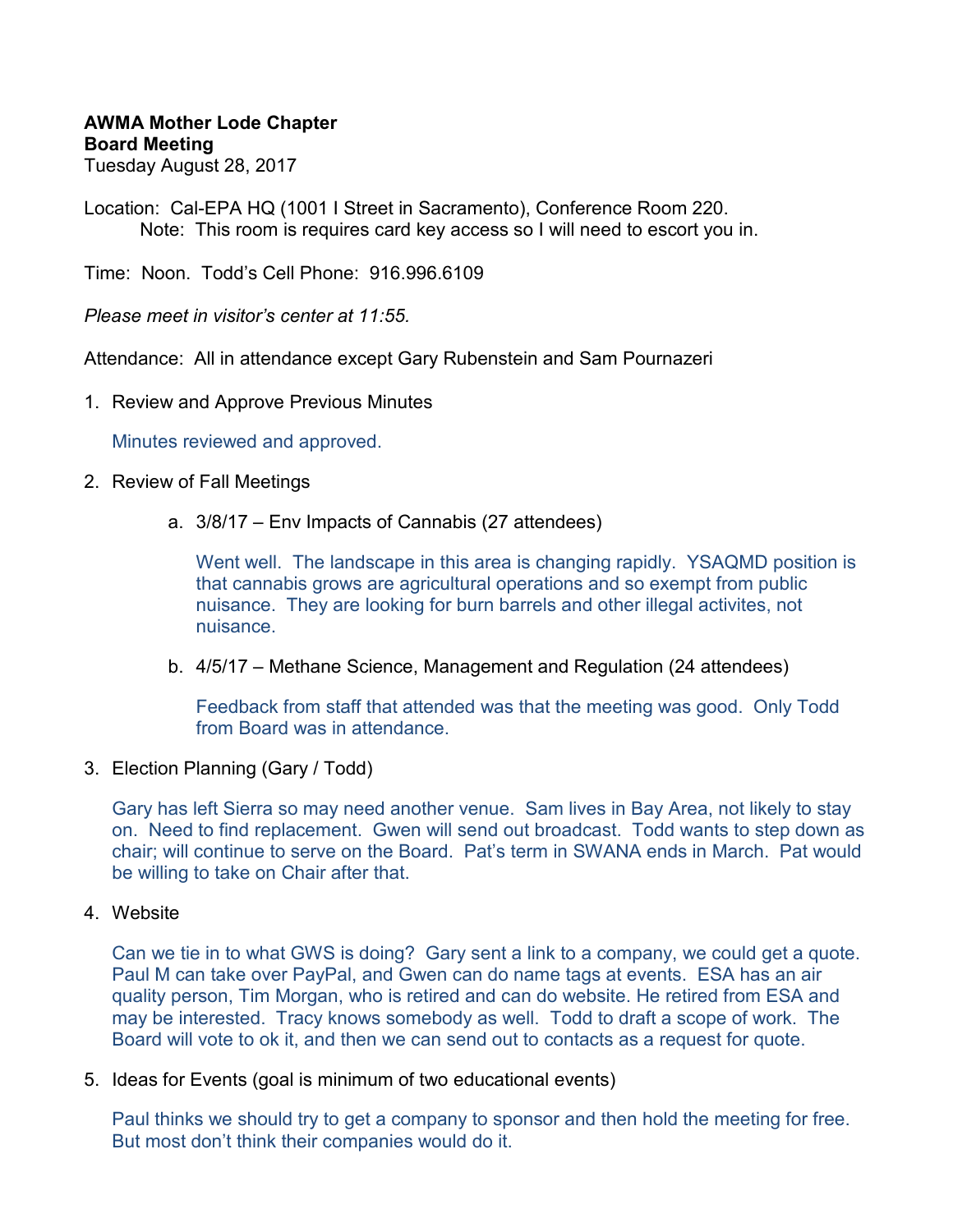**AWMA Mother Lode Chapter**
**Board Meeting**
Tuesday August 28, 2017

Location: Cal-EPA HQ (1001 I Street in Sacramento), Conference Room 220.
Note: This room is requires card key access so I will need to escort you in.

Time: Noon. Todd's Cell Phone: 916.996.6109

*Please meet in visitor's center at 11:55.*

Attendance: All in attendance except Gary Rubenstein and Sam Pournazeri

1. Review and Approve Previous Minutes

   Minutes reviewed and approved.

2. Review of Fall Meetings

   a. 3/8/17 – Env Impacts of Cannabis (27 attendees)

      Went well. The landscape in this area is changing rapidly. YSAQMD position is that cannabis grows are agricultural operations and so exempt from public nuisance. They are looking for burn barrels and other illegal activites, not nuisance.

   b. 4/5/17 – Methane Science, Management and Regulation (24 attendees)

      Feedback from staff that attended was that the meeting was good. Only Todd from Board was in attendance.

3. Election Planning (Gary / Todd)

   Gary has left Sierra so may need another venue. Sam lives in Bay Area, not likely to stay on. Need to find replacement. Gwen will send out broadcast. Todd wants to step down as chair; will continue to serve on the Board. Pat's term in SWANA ends in March. Pat would be willing to take on Chair after that.

4. Website

   Can we tie in to what GWS is doing? Gary sent a link to a company, we could get a quote. Paul M can take over PayPal, and Gwen can do name tags at events. ESA has an air quality person, Tim Morgan, who is retired and can do website. He retired from ESA and may be interested. Tracy knows somebody as well. Todd to draft a scope of work. The Board will vote to ok it, and then we can send out to contacts as a request for quote.

5. Ideas for Events (goal is minimum of two educational events)

   Paul thinks we should try to get a company to sponsor and then hold the meeting for free. But most don't think their companies would do it.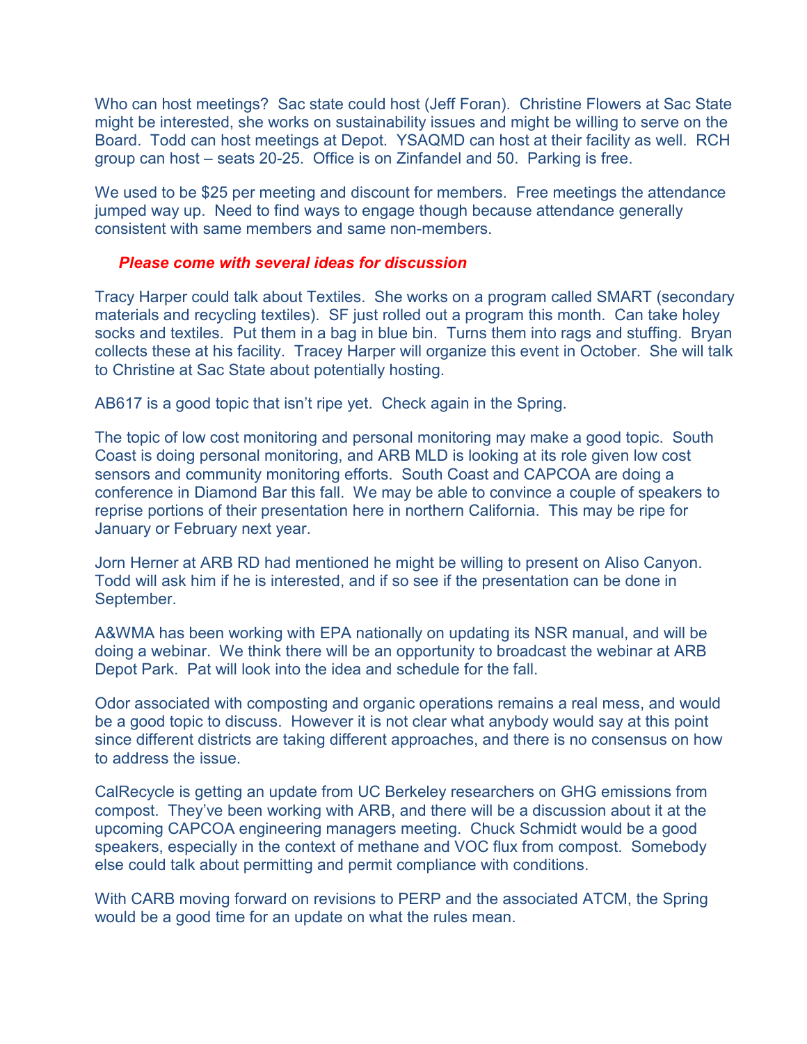Who can host meetings? Sac state could host (Jeff Foran). Christine Flowers at Sac State might be interested, she works on sustainability issues and might be willing to serve on the Board. Todd can host meetings at Depot. YSAQMD can host at their facility as well. RCH group can host – seats 20-25. Office is on Zinfandel and 50. Parking is free.

We used to be $25 per meeting and discount for members. Free meetings the attendance jumped way up. Need to find ways to engage though because attendance generally consistent with same members and same non-members.

***Please come with several ideas for discussion***

Tracy Harper could talk about Textiles. She works on a program called SMART (secondary materials and recycling textiles). SF just rolled out a program this month. Can take holey socks and textiles. Put them in a bag in blue bin. Turns them into rags and stuffing. Bryan collects these at his facility. Tracey Harper will organize this event in October. She will talk to Christine at Sac State about potentially hosting.

AB617 is a good topic that isn't ripe yet. Check again in the Spring.

The topic of low cost monitoring and personal monitoring may make a good topic. South Coast is doing personal monitoring, and ARB MLD is looking at its role given low cost sensors and community monitoring efforts. South Coast and CAPCOA are doing a conference in Diamond Bar this fall. We may be able to convince a couple of speakers to reprise portions of their presentation here in northern California. This may be ripe for January or February next year.

Jorn Herner at ARB RD had mentioned he might be willing to present on Aliso Canyon. Todd will ask him if he is interested, and if so see if the presentation can be done in September.

A&WMA has been working with EPA nationally on updating its NSR manual, and will be doing a webinar. We think there will be an opportunity to broadcast the webinar at ARB Depot Park. Pat will look into the idea and schedule for the fall.

Odor associated with composting and organic operations remains a real mess, and would be a good topic to discuss. However it is not clear what anybody would say at this point since different districts are taking different approaches, and there is no consensus on how to address the issue.

CalRecycle is getting an update from UC Berkeley researchers on GHG emissions from compost. They've been working with ARB, and there will be a discussion about it at the upcoming CAPCOA engineering managers meeting. Chuck Schmidt would be a good speakers, especially in the context of methane and VOC flux from compost. Somebody else could talk about permitting and permit compliance with conditions.

With CARB moving forward on revisions to PERP and the associated ATCM, the Spring would be a good time for an update on what the rules mean.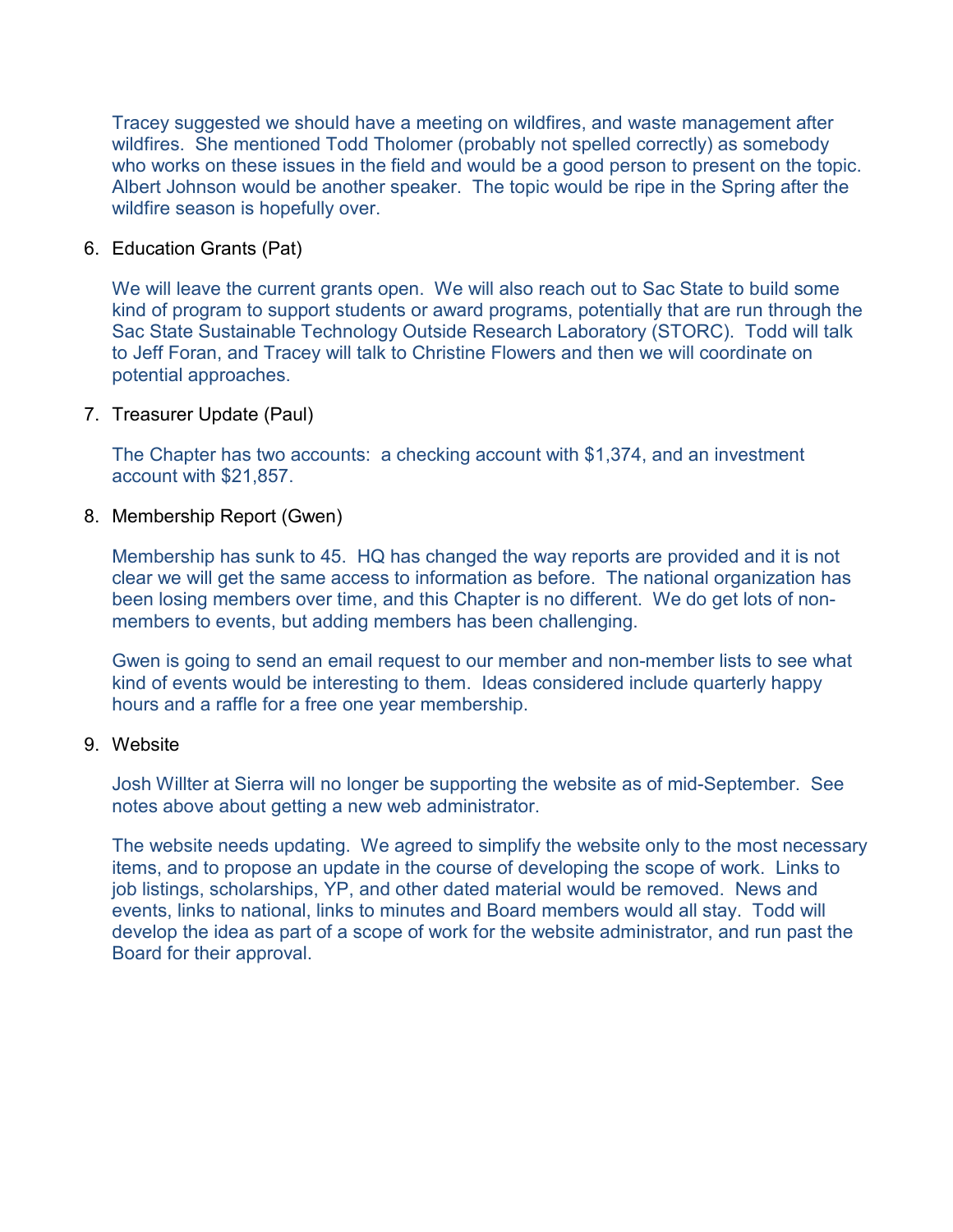Tracey suggested we should have a meeting on wildfires, and waste management after wildfires. She mentioned Todd Tholomer (probably not spelled correctly) as somebody who works on these issues in the field and would be a good person to present on the topic. Albert Johnson would be another speaker. The topic would be ripe in the Spring after the wildfire season is hopefully over.

6. Education Grants (Pat)

   We will leave the current grants open. We will also reach out to Sac State to build some kind of program to support students or award programs, potentially that are run through the Sac State Sustainable Technology Outside Research Laboratory (STORC). Todd will talk to Jeff Foran, and Tracey will talk to Christine Flowers and then we will coordinate on potential approaches.

7. Treasurer Update (Paul)

   The Chapter has two accounts: a checking account with $1,374, and an investment account with $21,857.

8. Membership Report (Gwen)

   Membership has sunk to 45. HQ has changed the way reports are provided and it is not clear we will get the same access to information as before. The national organization has been losing members over time, and this Chapter is no different. We do get lots of non-members to events, but adding members has been challenging.

   Gwen is going to send an email request to our member and non-member lists to see what kind of events would be interesting to them. Ideas considered include quarterly happy hours and a raffle for a free one year membership.

9. Website

   Josh Willter at Sierra will no longer be supporting the website as of mid-September. See notes above about getting a new web administrator.

   The website needs updating. We agreed to simplify the website only to the most necessary items, and to propose an update in the course of developing the scope of work. Links to job listings, scholarships, YP, and other dated material would be removed. News and events, links to national, links to minutes and Board members would all stay. Todd will develop the idea as part of a scope of work for the website administrator, and run past the Board for their approval.